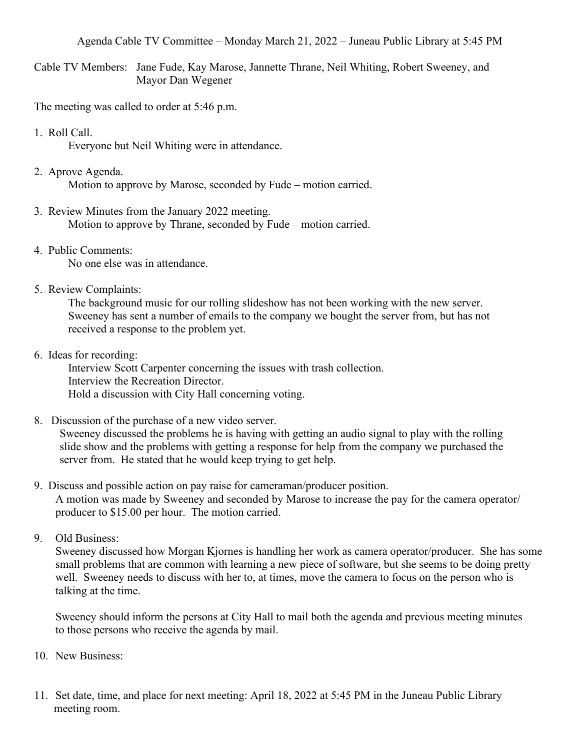Agenda Cable TV Committee – Monday March 21, 2022 – Juneau Public Library at 5:45 PM

Cable TV Members: Jane Fude, Kay Marose, Jannette Thrane, Neil Whiting, Robert Sweeney, and Mayor Dan Wegener

The meeting was called to order at 5:46 p.m.

1. Roll Call.
   Everyone but Neil Whiting were in attendance.

2. Aprove Agenda.
   Motion to approve by Marose, seconded by Fude – motion carried.

3. Review Minutes from the January 2022 meeting.
   Motion to approve by Thrane, seconded by Fude – motion carried.

4. Public Comments:
   No one else was in attendance.

5. Review Complaints:
   The background music for our rolling slideshow has not been working with the new server. Sweeney has sent a number of emails to the company we bought the server from, but has not received a response to the problem yet.

6. Ideas for recording:
   Interview Scott Carpenter concerning the issues with trash collection.
   Interview the Recreation Director.
   Hold a discussion with City Hall concerning voting.

8. Discussion of the purchase of a new video server.
   Sweeney discussed the problems he is having with getting an audio signal to play with the rolling slide show and the problems with getting a response for help from the company we purchased the server from. He stated that he would keep trying to get help.

9. Discuss and possible action on pay raise for cameraman/producer position.
   A motion was made by Sweeney and seconded by Marose to increase the pay for the camera operator/ producer to $15.00 per hour. The motion carried.

9. Old Business:
   Sweeney discussed how Morgan Kjornes is handling her work as camera operator/producer. She has some small problems that are common with learning a new piece of software, but she seems to be doing pretty well. Sweeney needs to discuss with her to, at times, move the camera to focus on the person who is talking at the time.

   Sweeney should inform the persons at City Hall to mail both the agenda and previous meeting minutes to those persons who receive the agenda by mail.

10. New Business:

11. Set date, time, and place for next meeting: April 18, 2022 at 5:45 PM in the Juneau Public Library meeting room.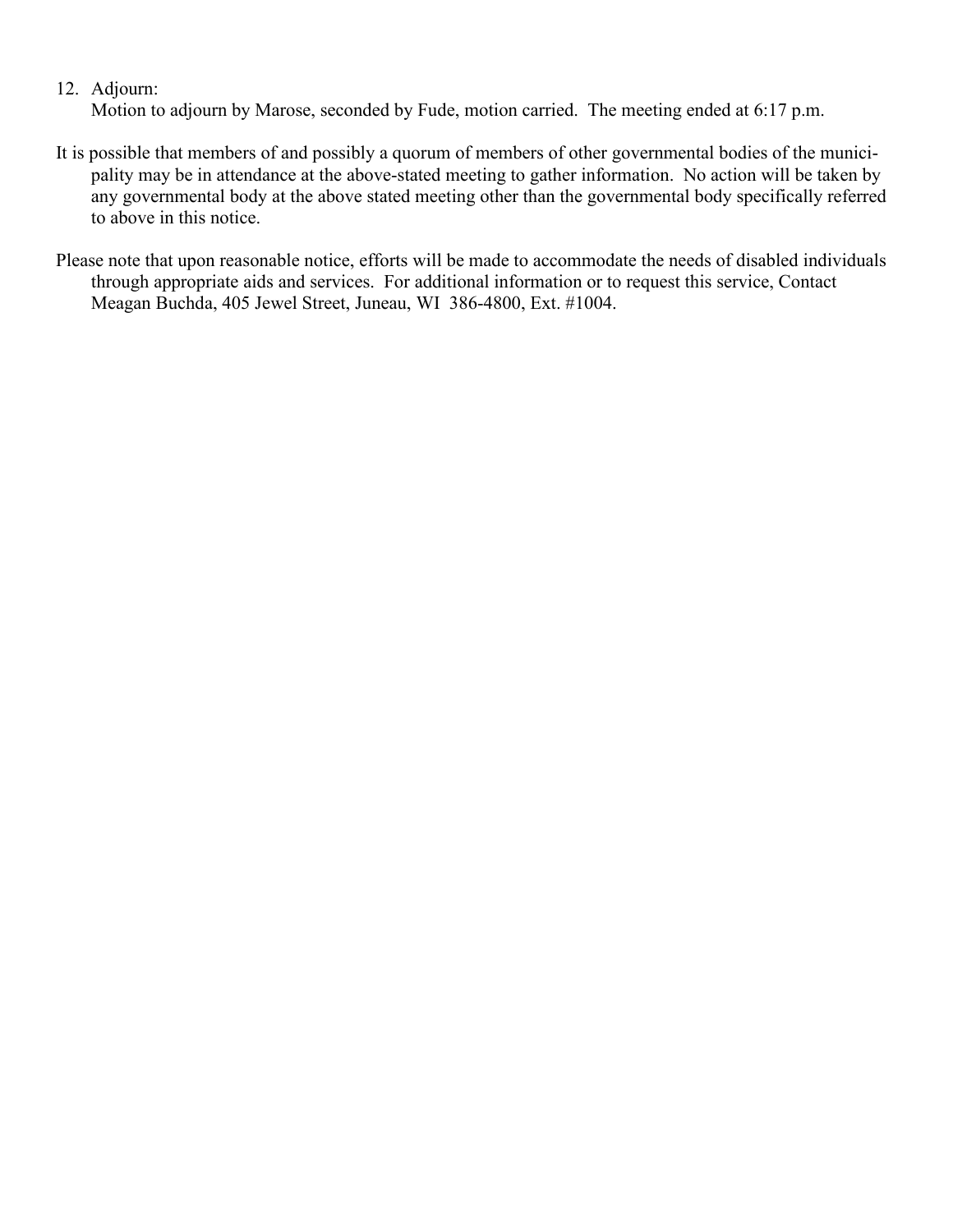12. Adjourn:
    Motion to adjourn by Marose, seconded by Fude, motion carried. The meeting ended at 6:17 p.m.

It is possible that members of and possibly a quorum of members of other governmental bodies of the municipality may be in attendance at the above-stated meeting to gather information. No action will be taken by any governmental body at the above stated meeting other than the governmental body specifically referred to above in this notice.

Please note that upon reasonable notice, efforts will be made to accommodate the needs of disabled individuals through appropriate aids and services. For additional information or to request this service, Contact Meagan Buchda, 405 Jewel Street, Juneau, WI 386-4800, Ext. #1004.